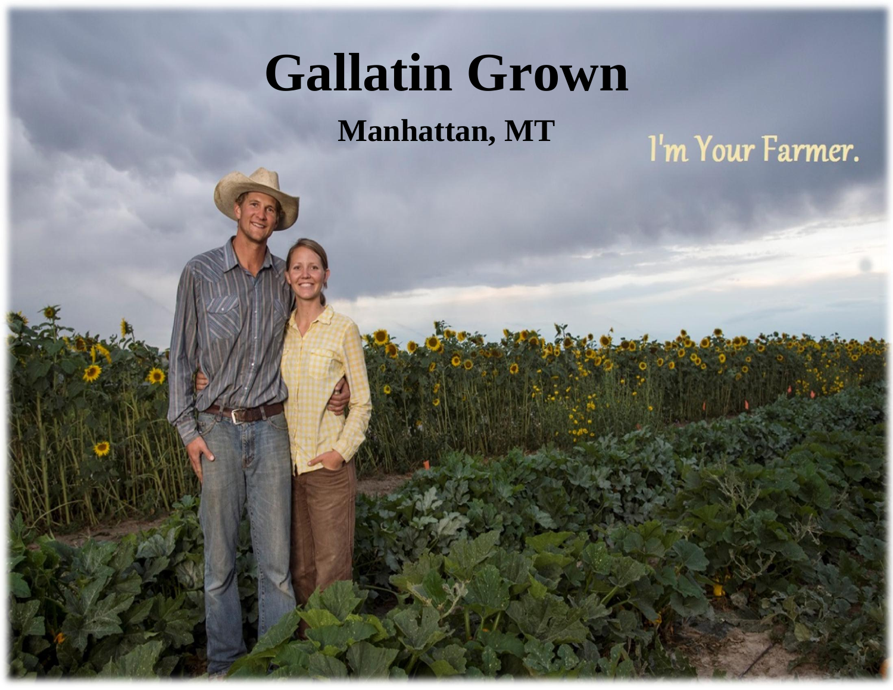# Gallatin Grown

**Manhattan, MT**

I'm Your Farmer.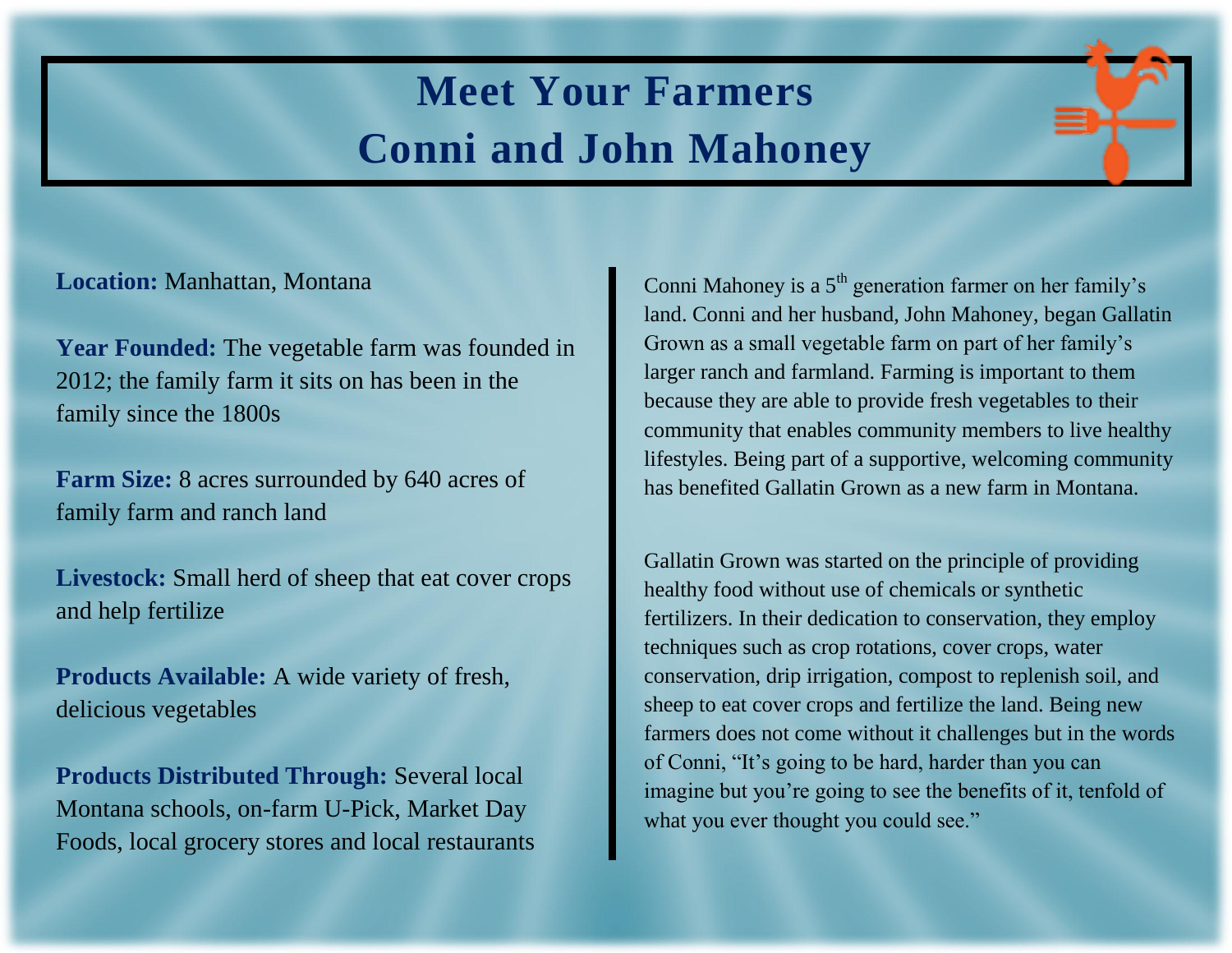# Meet Your Farmers
# Conni and John Mahoney

**Location:** Manhattan, Montana

**Year Founded:** The vegetable farm was founded in 2012; the family farm it sits on has been in the family since the 1800s

**Farm Size:** 8 acres surrounded by 640 acres of family farm and ranch land

**Livestock:** Small herd of sheep that eat cover crops and help fertilize

**Products Available:** A wide variety of fresh, delicious vegetables

**Products Distributed Through:** Several local Montana schools, on-farm U-Pick, Market Day Foods, local grocery stores and local restaurants

Conni Mahoney is a 5$^{th}$ generation farmer on her family's land. Conni and her husband, John Mahoney, began Gallatin Grown as a small vegetable farm on part of her family's larger ranch and farmland. Farming is important to them because they are able to provide fresh vegetables to their community that enables community members to live healthy lifestyles. Being part of a supportive, welcoming community has benefited Gallatin Grown as a new farm in Montana.

Gallatin Grown was started on the principle of providing healthy food without use of chemicals or synthetic fertilizers. In their dedication to conservation, they employ techniques such as crop rotations, cover crops, water conservation, drip irrigation, compost to replenish soil, and sheep to eat cover crops and fertilize the land. Being new farmers does not come without it challenges but in the words of Conni, "It's going to be hard, harder than you can imagine but you're going to see the benefits of it, tenfold of what you ever thought you could see."